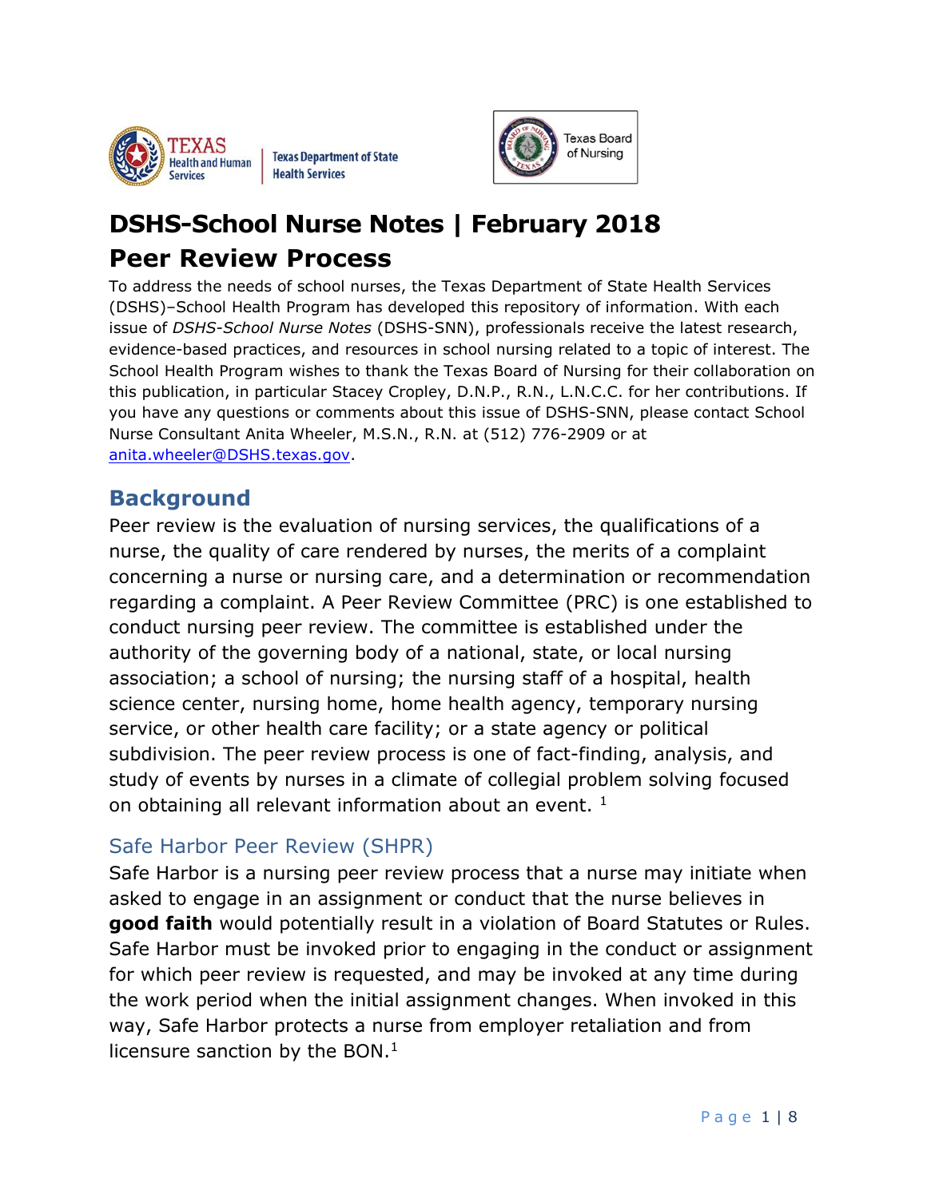# DSHS-School Nurse Notes | February 2018

# Peer Review Process

To address the needs of school nurses, the Texas Department of State Health Services (DSHS)–School Health Program has developed this repository of information. With each issue of *DSHS-School Nurse Notes* (DSHS-SNN), professionals receive the latest research, evidence-based practices, and resources in school nursing related to a topic of interest. The School Health Program wishes to thank the Texas Board of Nursing for their collaboration on this publication, in particular Stacey Cropley, D.N.P., R.N., L.N.C.C. for her contributions. If you have any questions or comments about this issue of DSHS-SNN, please contact School Nurse Consultant Anita Wheeler, M.S.N., R.N. at (512) 776-2909 or at anita.wheeler@DSHS.texas.gov.

## Background

Peer review is the evaluation of nursing services, the qualifications of a nurse, the quality of care rendered by nurses, the merits of a complaint concerning a nurse or nursing care, and a determination or recommendation regarding a complaint. A Peer Review Committee (PRC) is one established to conduct nursing peer review. The committee is established under the authority of the governing body of a national, state, or local nursing association; a school of nursing; the nursing staff of a hospital, health science center, nursing home, home health agency, temporary nursing service, or other health care facility; or a state agency or political subdivision. The peer review process is one of fact-finding, analysis, and study of events by nurses in a climate of collegial problem solving focused on obtaining all relevant information about an event. [1]

### Safe Harbor Peer Review (SHPR)

Safe Harbor is a nursing peer review process that a nurse may initiate when asked to engage in an assignment or conduct that the nurse believes in **good faith** would potentially result in a violation of Board Statutes or Rules. Safe Harbor must be invoked prior to engaging in the conduct or assignment for which peer review is requested, and may be invoked at any time during the work period when the initial assignment changes. When invoked in this way, Safe Harbor protects a nurse from employer retaliation and from licensure sanction by the BON.[1]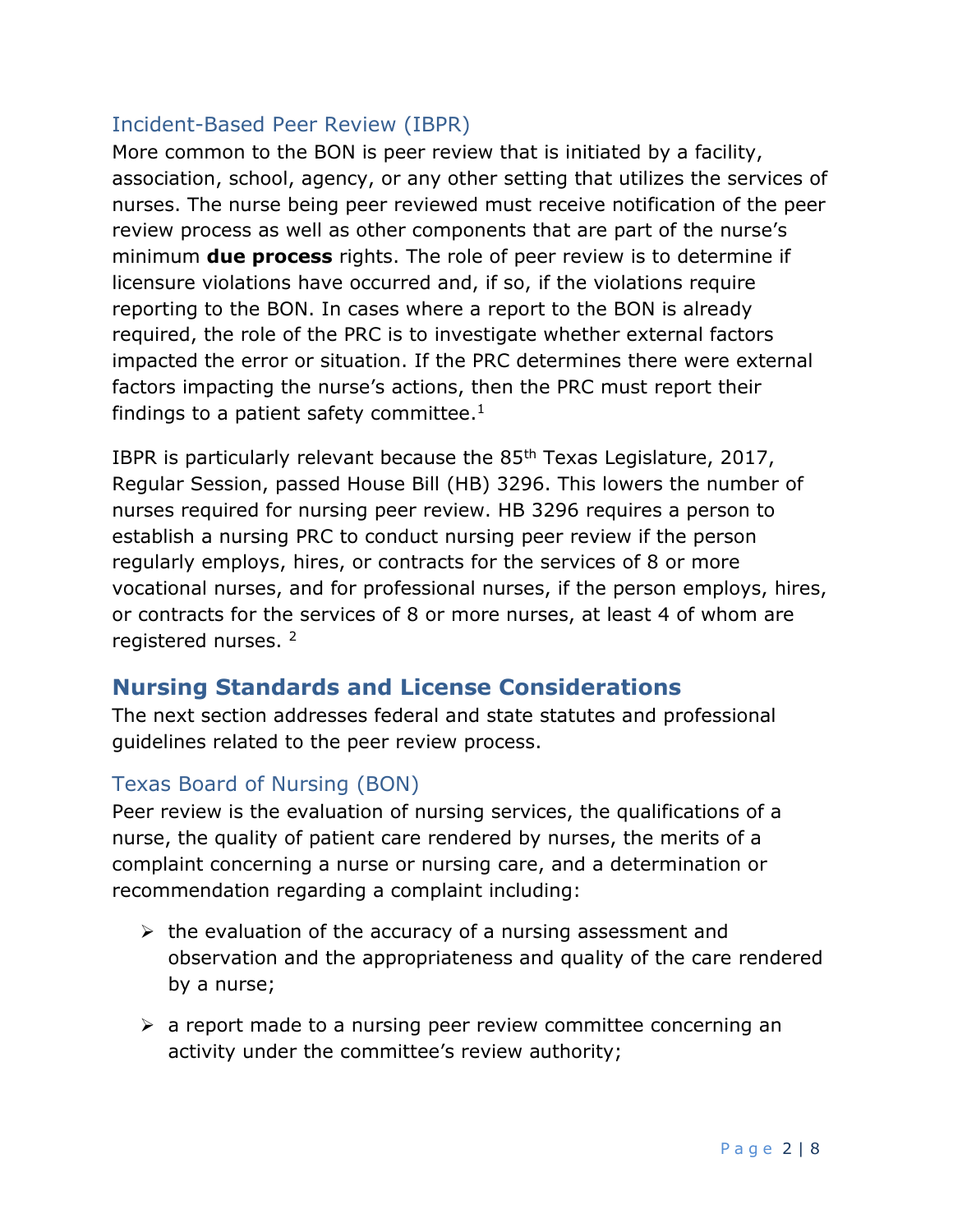### Incident-Based Peer Review (IBPR)

More common to the BON is peer review that is initiated by a facility, association, school, agency, or any other setting that utilizes the services of nurses. The nurse being peer reviewed must receive notification of the peer review process as well as other components that are part of the nurse's minimum **due process** rights. The role of peer review is to determine if licensure violations have occurred and, if so, if the violations require reporting to the BON. In cases where a report to the BON is already required, the role of the PRC is to investigate whether external factors impacted the error or situation. If the PRC determines there were external factors impacting the nurse's actions, then the PRC must report their findings to a patient safety committee.[1]

IBPR is particularly relevant because the 85th Texas Legislature, 2017, Regular Session, passed House Bill (HB) 3296. This lowers the number of nurses required for nursing peer review. HB 3296 requires a person to establish a nursing PRC to conduct nursing peer review if the person regularly employs, hires, or contracts for the services of 8 or more vocational nurses, and for professional nurses, if the person employs, hires, or contracts for the services of 8 or more nurses, at least 4 of whom are registered nurses. [2]

## Nursing Standards and License Considerations

The next section addresses federal and state statutes and professional guidelines related to the peer review process.

### Texas Board of Nursing (BON)

Peer review is the evaluation of nursing services, the qualifications of a nurse, the quality of patient care rendered by nurses, the merits of a complaint concerning a nurse or nursing care, and a determination or recommendation regarding a complaint including:

- the evaluation of the accuracy of a nursing assessment and observation and the appropriateness and quality of the care rendered by a nurse;
- a report made to a nursing peer review committee concerning an activity under the committee's review authority;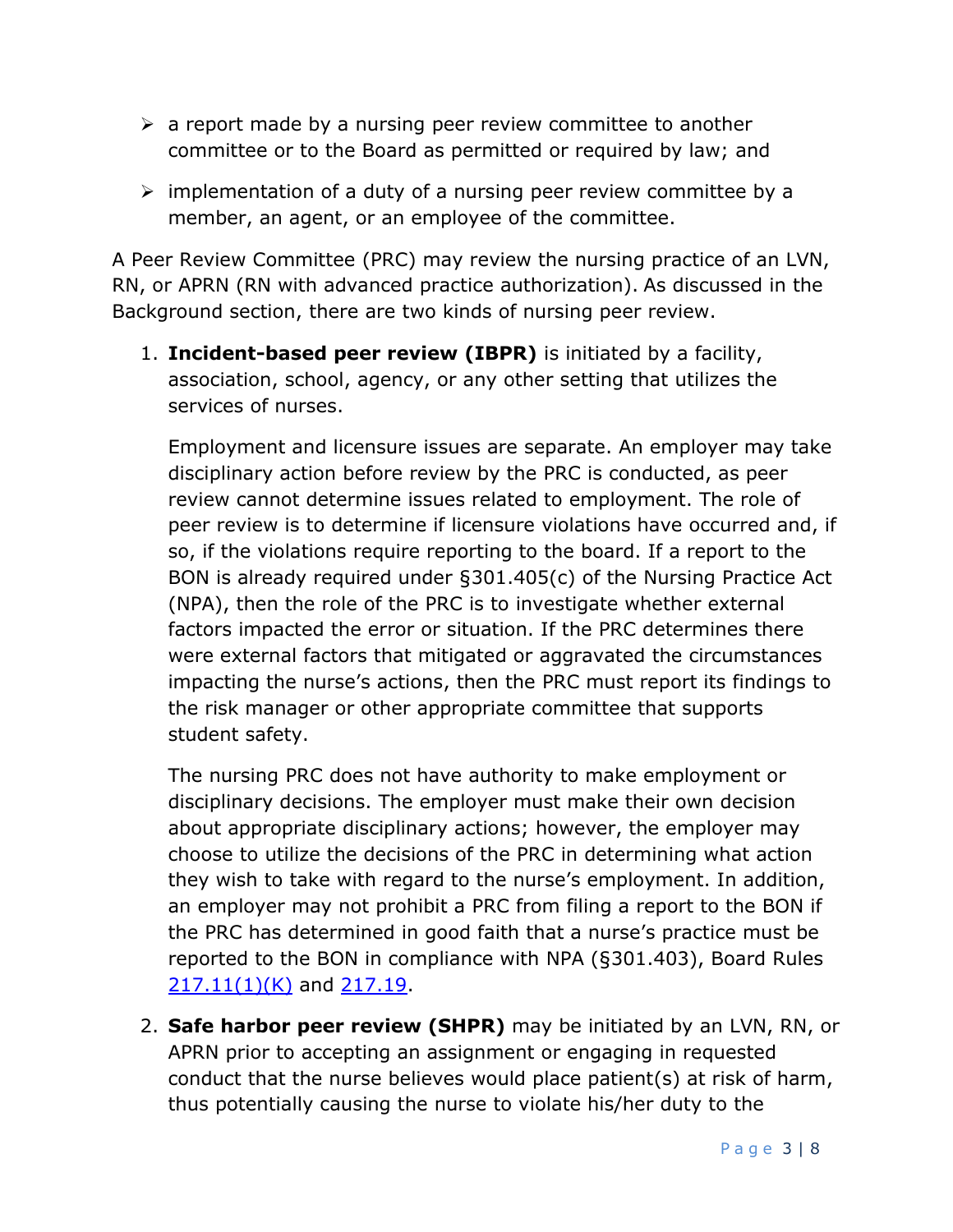- a report made by a nursing peer review committee to another committee or to the Board as permitted or required by law; and
- implementation of a duty of a nursing peer review committee by a member, an agent, or an employee of the committee.

A Peer Review Committee (PRC) may review the nursing practice of an LVN, RN, or APRN (RN with advanced practice authorization). As discussed in the Background section, there are two kinds of nursing peer review.

1. **Incident-based peer review (IBPR)** is initiated by a facility, association, school, agency, or any other setting that utilizes the services of nurses.

   Employment and licensure issues are separate. An employer may take disciplinary action before review by the PRC is conducted, as peer review cannot determine issues related to employment. The role of peer review is to determine if licensure violations have occurred and, if so, if the violations require reporting to the board. If a report to the BON is already required under §301.405(c) of the Nursing Practice Act (NPA), then the role of the PRC is to investigate whether external factors impacted the error or situation. If the PRC determines there were external factors that mitigated or aggravated the circumstances impacting the nurse's actions, then the PRC must report its findings to the risk manager or other appropriate committee that supports student safety.

   The nursing PRC does not have authority to make employment or disciplinary decisions. The employer must make their own decision about appropriate disciplinary actions; however, the employer may choose to utilize the decisions of the PRC in determining what action they wish to take with regard to the nurse's employment. In addition, an employer may not prohibit a PRC from filing a report to the BON if the PRC has determined in good faith that a nurse's practice must be reported to the BON in compliance with NPA (§301.403), Board Rules 217.11(1)(K) and 217.19.

2. **Safe harbor peer review (SHPR)** may be initiated by an LVN, RN, or APRN prior to accepting an assignment or engaging in requested conduct that the nurse believes would place patient(s) at risk of harm, thus potentially causing the nurse to violate his/her duty to the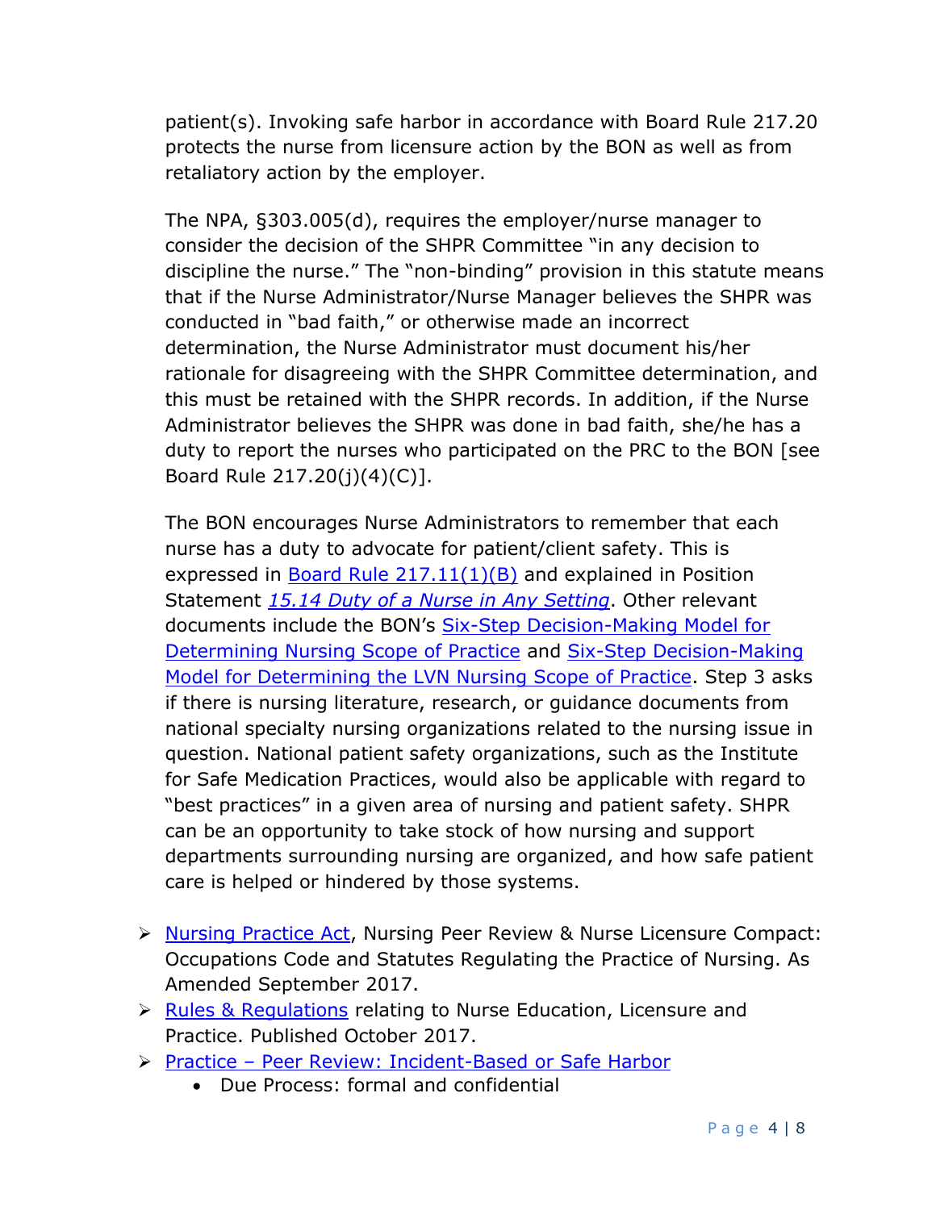patient(s). Invoking safe harbor in accordance with Board Rule 217.20 protects the nurse from licensure action by the BON as well as from retaliatory action by the employer.

The NPA, §303.005(d), requires the employer/nurse manager to consider the decision of the SHPR Committee "in any decision to discipline the nurse." The "non-binding" provision in this statute means that if the Nurse Administrator/Nurse Manager believes the SHPR was conducted in "bad faith," or otherwise made an incorrect determination, the Nurse Administrator must document his/her rationale for disagreeing with the SHPR Committee determination, and this must be retained with the SHPR records. In addition, if the Nurse Administrator believes the SHPR was done in bad faith, she/he has a duty to report the nurses who participated on the PRC to the BON [see Board Rule 217.20(j)(4)(C)].

The BON encourages Nurse Administrators to remember that each nurse has a duty to advocate for patient/client safety. This is expressed in Board Rule 217.11(1)(B) and explained in Position Statement *15.14 Duty of a Nurse in Any Setting*. Other relevant documents include the BON's Six-Step Decision-Making Model for Determining Nursing Scope of Practice and Six-Step Decision-Making Model for Determining the LVN Nursing Scope of Practice. Step 3 asks if there is nursing literature, research, or guidance documents from national specialty nursing organizations related to the nursing issue in question. National patient safety organizations, such as the Institute for Safe Medication Practices, would also be applicable with regard to "best practices" in a given area of nursing and patient safety. SHPR can be an opportunity to take stock of how nursing and support departments surrounding nursing are organized, and how safe patient care is helped or hindered by those systems.

- Nursing Practice Act, Nursing Peer Review & Nurse Licensure Compact: Occupations Code and Statutes Regulating the Practice of Nursing. As Amended September 2017.
- Rules & Regulations relating to Nurse Education, Licensure and Practice. Published October 2017.
- Practice – Peer Review: Incident-Based or Safe Harbor
  - Due Process: formal and confidential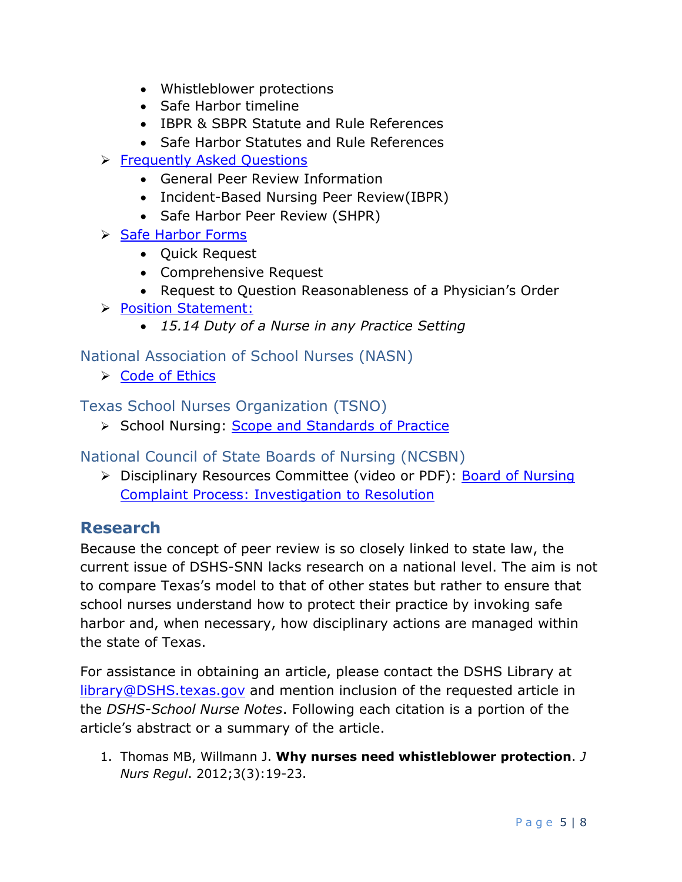- Whistleblower protections
  - Safe Harbor timeline
  - IBPR & SBPR Statute and Rule References
  - Safe Harbor Statutes and Rule References
- Frequently Asked Questions
  - General Peer Review Information
  - Incident-Based Nursing Peer Review(IBPR)
  - Safe Harbor Peer Review (SHPR)
- Safe Harbor Forms
  - Quick Request
  - Comprehensive Request
  - Request to Question Reasonableness of a Physician's Order
- Position Statement:
  - *15.14 Duty of a Nurse in any Practice Setting*

### National Association of School Nurses (NASN)

- Code of Ethics

### Texas School Nurses Organization (TSNO)

- School Nursing: Scope and Standards of Practice

### National Council of State Boards of Nursing (NCSBN)

- Disciplinary Resources Committee (video or PDF): Board of Nursing Complaint Process: Investigation to Resolution

## Research

Because the concept of peer review is so closely linked to state law, the current issue of DSHS-SNN lacks research on a national level. The aim is not to compare Texas's model to that of other states but rather to ensure that school nurses understand how to protect their practice by invoking safe harbor and, when necessary, how disciplinary actions are managed within the state of Texas.

For assistance in obtaining an article, please contact the DSHS Library at library@DSHS.texas.gov and mention inclusion of the requested article in the *DSHS-School Nurse Notes*. Following each citation is a portion of the article's abstract or a summary of the article.

1. Thomas MB, Willmann J. **Why nurses need whistleblower protection**. *J Nurs Regul*. 2012;3(3):19-23.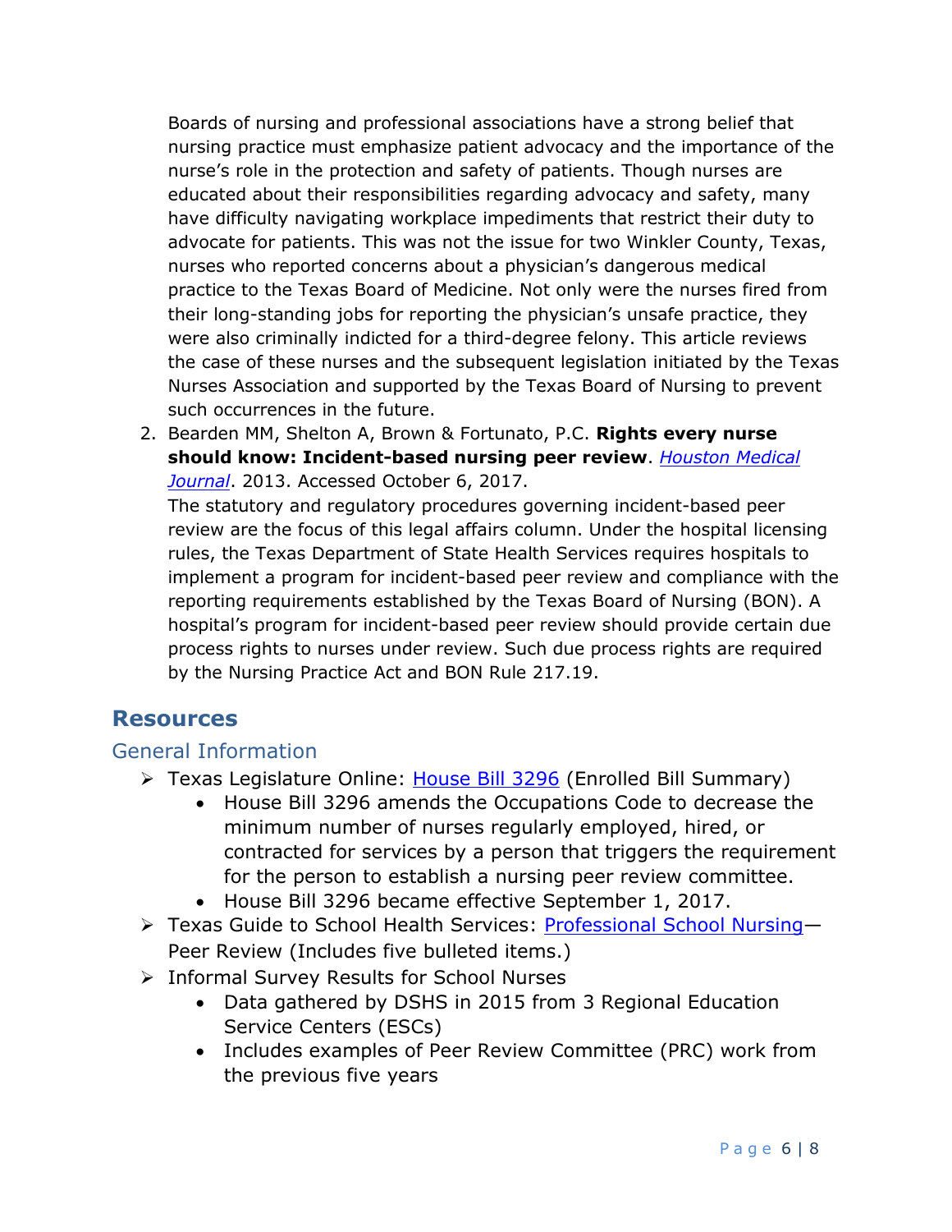Boards of nursing and professional associations have a strong belief that nursing practice must emphasize patient advocacy and the importance of the nurse's role in the protection and safety of patients. Though nurses are educated about their responsibilities regarding advocacy and safety, many have difficulty navigating workplace impediments that restrict their duty to advocate for patients. This was not the issue for two Winkler County, Texas, nurses who reported concerns about a physician's dangerous medical practice to the Texas Board of Medicine. Not only were the nurses fired from their long-standing jobs for reporting the physician's unsafe practice, they were also criminally indicted for a third-degree felony. This article reviews the case of these nurses and the subsequent legislation initiated by the Texas Nurses Association and supported by the Texas Board of Nursing to prevent such occurrences in the future.

2. Bearden MM, Shelton A, Brown & Fortunato, P.C. **Rights every nurse should know: Incident-based nursing peer review**. *Houston Medical Journal*. 2013. Accessed October 6, 2017.
   The statutory and regulatory procedures governing incident-based peer review are the focus of this legal affairs column. Under the hospital licensing rules, the Texas Department of State Health Services requires hospitals to implement a program for incident-based peer review and compliance with the reporting requirements established by the Texas Board of Nursing (BON). A hospital's program for incident-based peer review should provide certain due process rights to nurses under review. Such due process rights are required by the Nursing Practice Act and BON Rule 217.19.

## Resources

### General Information

- Texas Legislature Online: House Bill 3296 (Enrolled Bill Summary)
  - House Bill 3296 amends the Occupations Code to decrease the minimum number of nurses regularly employed, hired, or contracted for services by a person that triggers the requirement for the person to establish a nursing peer review committee.
  - House Bill 3296 became effective September 1, 2017.
- Texas Guide to School Health Services: Professional School Nursing—Peer Review (Includes five bulleted items.)
- Informal Survey Results for School Nurses
  - Data gathered by DSHS in 2015 from 3 Regional Education Service Centers (ESCs)
  - Includes examples of Peer Review Committee (PRC) work from the previous five years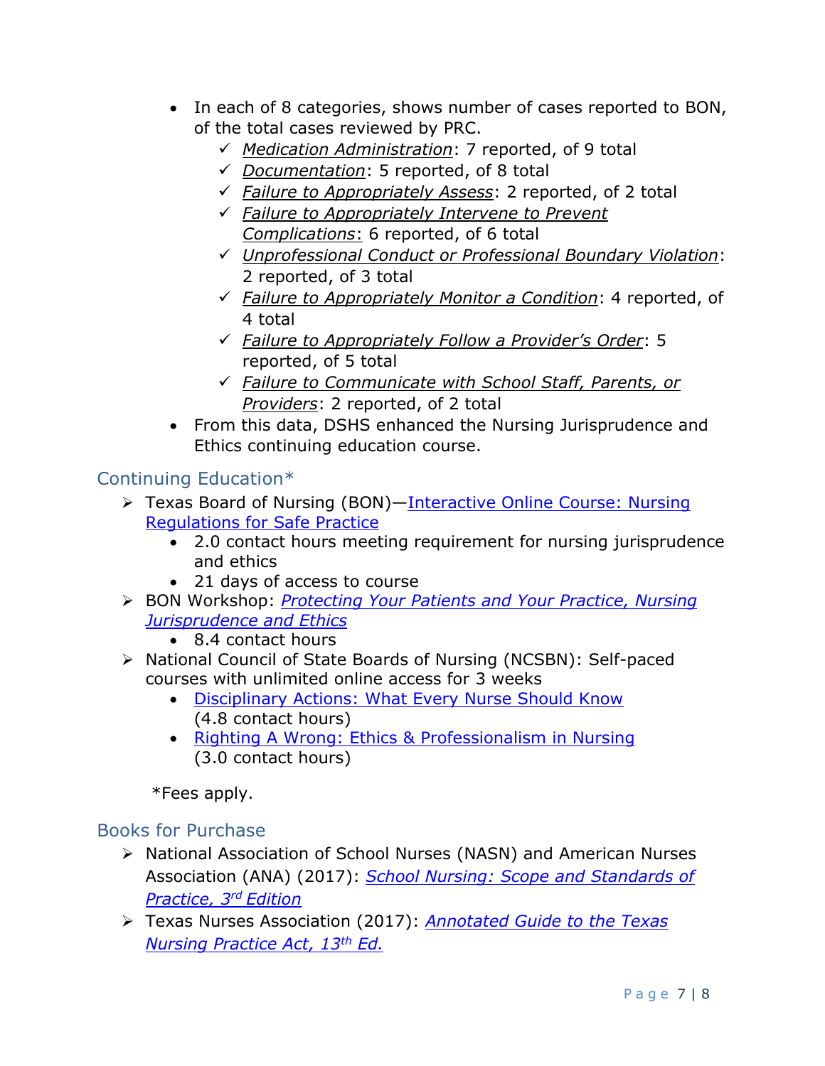- In each of 8 categories, shows number of cases reported to BON, of the total cases reviewed by PRC.
  - ✓ *Medication Administration*: 7 reported, of 9 total
  - ✓ *Documentation*: 5 reported, of 8 total
  - ✓ *Failure to Appropriately Assess*: 2 reported, of 2 total
  - ✓ *Failure to Appropriately Intervene to Prevent Complications*: 6 reported, of 6 total
  - ✓ *Unprofessional Conduct or Professional Boundary Violation*: 2 reported, of 3 total
  - ✓ *Failure to Appropriately Monitor a Condition*: 4 reported, of 4 total
  - ✓ *Failure to Appropriately Follow a Provider's Order*: 5 reported, of 5 total
  - ✓ *Failure to Communicate with School Staff, Parents, or Providers*: 2 reported, of 2 total
- From this data, DSHS enhanced the Nursing Jurisprudence and Ethics continuing education course.

## Continuing Education*

- Texas Board of Nursing (BON)—Interactive Online Course: Nursing Regulations for Safe Practice
  - 2.0 contact hours meeting requirement for nursing jurisprudence and ethics
  - 21 days of access to course
- BON Workshop: *Protecting Your Patients and Your Practice, Nursing Jurisprudence and Ethics*
  - 8.4 contact hours
- National Council of State Boards of Nursing (NCSBN): Self-paced courses with unlimited online access for 3 weeks
  - Disciplinary Actions: What Every Nurse Should Know (4.8 contact hours)
  - Righting A Wrong: Ethics & Professionalism in Nursing (3.0 contact hours)

*Fees apply.

## Books for Purchase

- National Association of School Nurses (NASN) and American Nurses Association (ANA) (2017): *School Nursing: Scope and Standards of Practice, 3rd Edition*
- Texas Nurses Association (2017): *Annotated Guide to the Texas Nursing Practice Act, 13th Ed.*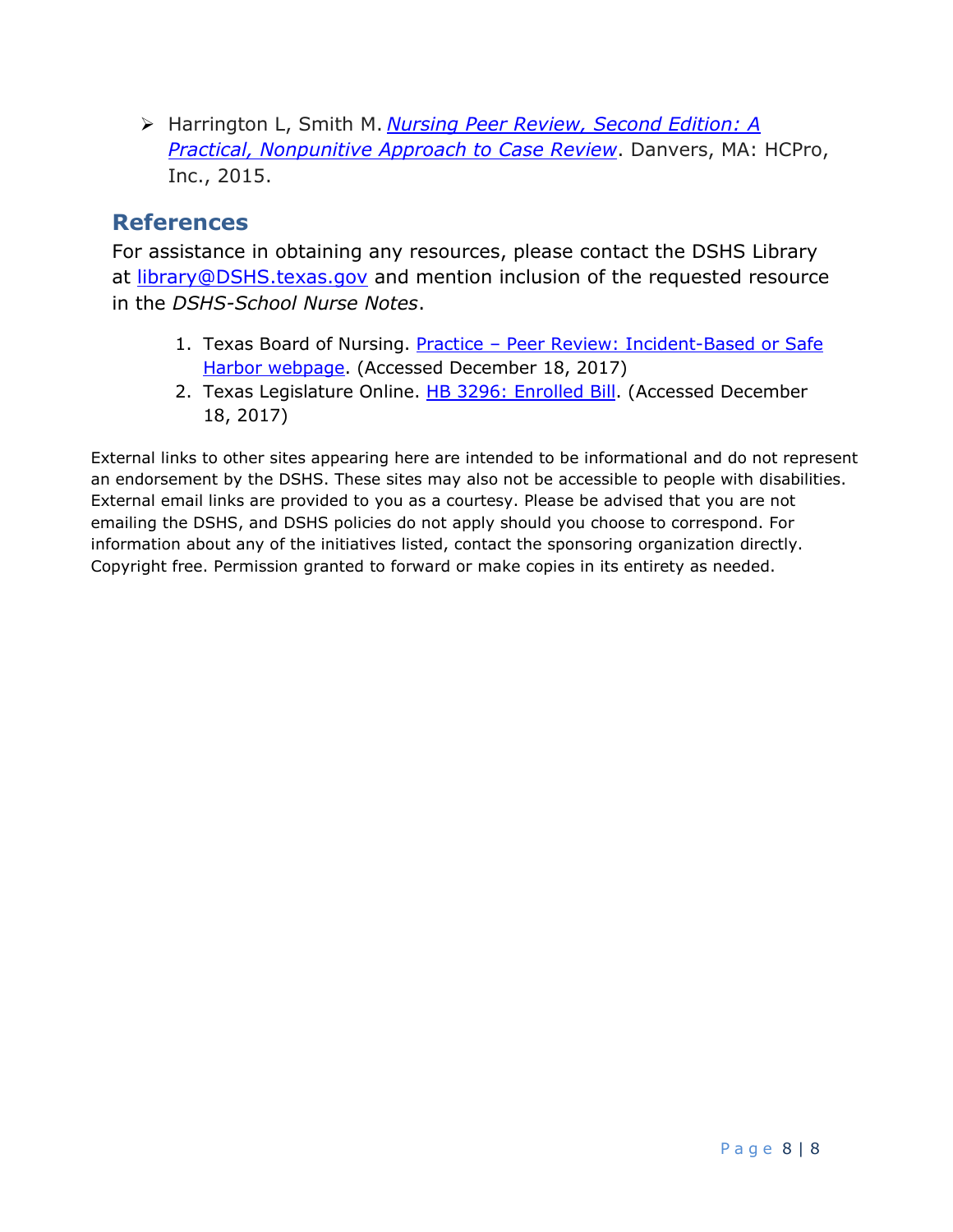- Harrington L, Smith M. *Nursing Peer Review, Second Edition: A Practical, Nonpunitive Approach to Case Review*. Danvers, MA: HCPro, Inc., 2015.

## References

For assistance in obtaining any resources, please contact the DSHS Library at library@DSHS.texas.gov and mention inclusion of the requested resource in the *DSHS-School Nurse Notes*.

1. Texas Board of Nursing. Practice – Peer Review: Incident-Based or Safe Harbor webpage. (Accessed December 18, 2017)
2. Texas Legislature Online. HB 3296: Enrolled Bill. (Accessed December 18, 2017)

External links to other sites appearing here are intended to be informational and do not represent an endorsement by the DSHS. These sites may also not be accessible to people with disabilities. External email links are provided to you as a courtesy. Please be advised that you are not emailing the DSHS, and DSHS policies do not apply should you choose to correspond. For information about any of the initiatives listed, contact the sponsoring organization directly. Copyright free. Permission granted to forward or make copies in its entirety as needed.